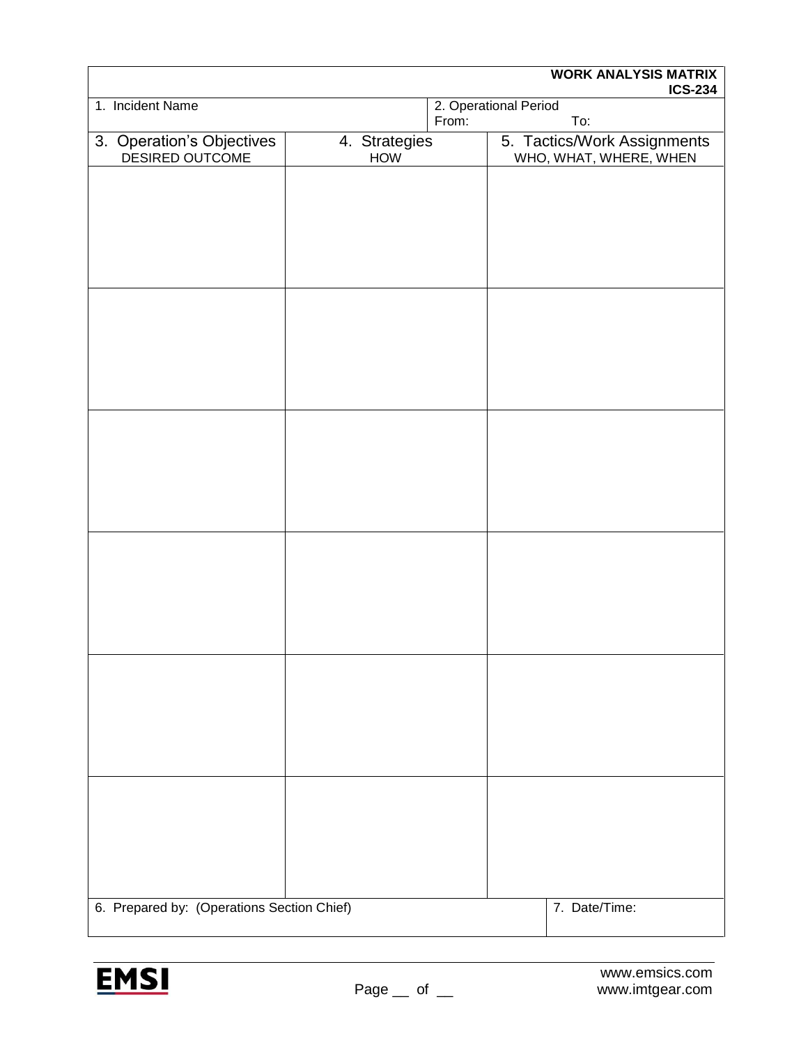**WORK ANALYSIS MATRIX**
**ICS-234**

| 1. Incident Name | 2. Operational Period From: To: |
|---|---|

| 3. Operation's Objectives DESIRED OUTCOME | 4. Strategies HOW | 5. Tactics/Work Assignments WHO, WHAT, WHERE, WHEN |
|---|---|---|
| | | |
| | | |
| | | |
| | | |
| | | |
| | | |

| 6. Prepared by: (Operations Section Chief) | 7. Date/Time: |
|---|---|

EMSI

www.emsics.com
www.imtgear.com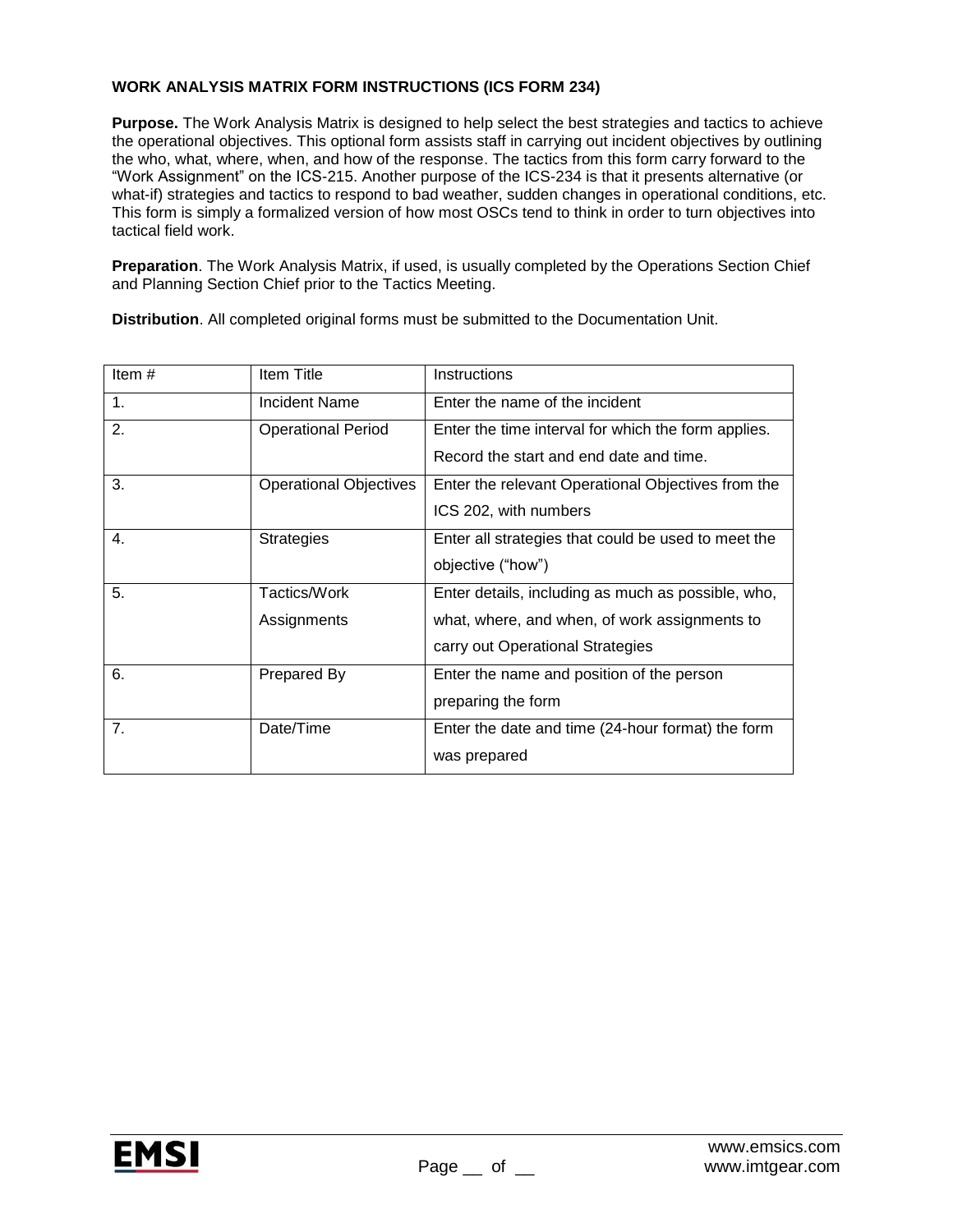**WORK ANALYSIS MATRIX FORM INSTRUCTIONS (ICS FORM 234)**

**Purpose.** The Work Analysis Matrix is designed to help select the best strategies and tactics to achieve the operational objectives. This optional form assists staff in carrying out incident objectives by outlining the who, what, where, when, and how of the response. The tactics from this form carry forward to the "Work Assignment" on the ICS-215. Another purpose of the ICS-234 is that it presents alternative (or what-if) strategies and tactics to respond to bad weather, sudden changes in operational conditions, etc. This form is simply a formalized version of how most OSCs tend to think in order to turn objectives into tactical field work.

**Preparation**. The Work Analysis Matrix, if used, is usually completed by the Operations Section Chief and Planning Section Chief prior to the Tactics Meeting.

**Distribution**. All completed original forms must be submitted to the Documentation Unit.

| Item # | Item Title | Instructions |
|---|---|---|
| 1. | Incident Name | Enter the name of the incident |
| 2. | Operational Period | Enter the time interval for which the form applies. Record the start and end date and time. |
| 3. | Operational Objectives | Enter the relevant Operational Objectives from the ICS 202, with numbers |
| 4. | Strategies | Enter all strategies that could be used to meet the objective ("how") |
| 5. | Tactics/Work Assignments | Enter details, including as much as possible, who, what, where, and when, of work assignments to carry out Operational Strategies |
| 6. | Prepared By | Enter the name and position of the person preparing the form |
| 7. | Date/Time | Enter the date and time (24-hour format) the form was prepared |